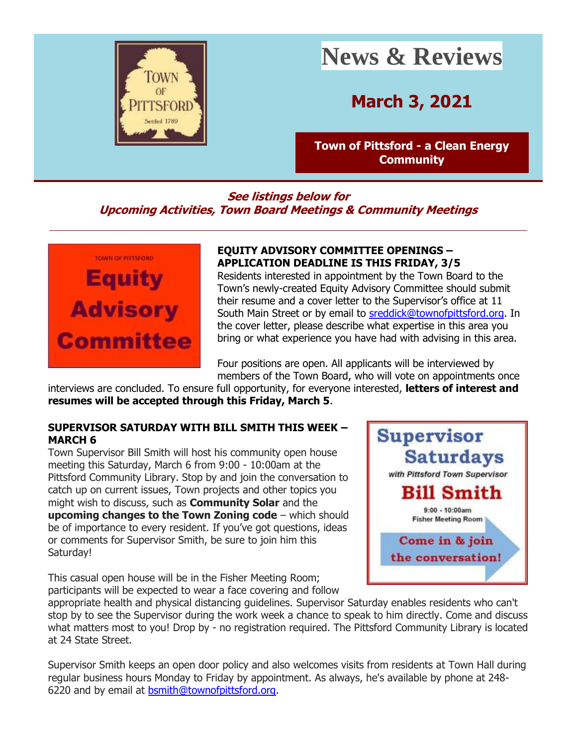# News & Reviews

## March 3, 2021

**Town of Pittsford - a Clean Energy Community**

***See listings below for Upcoming Activities, Town Board Meetings & Community Meetings***

---

**EQUITY ADVISORY COMMITTEE OPENINGS – APPLICATION DEADLINE IS THIS FRIDAY, 3/5**

Residents interested in appointment by the Town Board to the Town's newly-created Equity Advisory Committee should submit their resume and a cover letter to the Supervisor's office at 11 South Main Street or by email to sreddick@townofpittsford.org. In the cover letter, please describe what expertise in this area you bring or what experience you have had with advising in this area.

Four positions are open. All applicants will be interviewed by members of the Town Board, who will vote on appointments once interviews are concluded. To ensure full opportunity, for everyone interested, **letters of interest and resumes will be accepted through this Friday, March 5**.

**SUPERVISOR SATURDAY WITH BILL SMITH THIS WEEK – MARCH 6**

Town Supervisor Bill Smith will host his community open house meeting this Saturday, March 6 from 9:00 - 10:00am at the Pittsford Community Library. Stop by and join the conversation to catch up on current issues, Town projects and other topics you might wish to discuss, such as **Community Solar** and the **upcoming changes to the Town Zoning code** – which should be of importance to every resident. If you've got questions, ideas or comments for Supervisor Smith, be sure to join him this Saturday!

This casual open house will be in the Fisher Meeting Room; participants will be expected to wear a face covering and follow appropriate health and physical distancing guidelines. Supervisor Saturday enables residents who can't stop by to see the Supervisor during the work week a chance to speak to him directly. Come and discuss what matters most to you! Drop by - no registration required. The Pittsford Community Library is located at 24 State Street.

Supervisor Smith keeps an open door policy and also welcomes visits from residents at Town Hall during regular business hours Monday to Friday by appointment. As always, he's available by phone at 248-6220 and by email at bsmith@townofpittsford.org.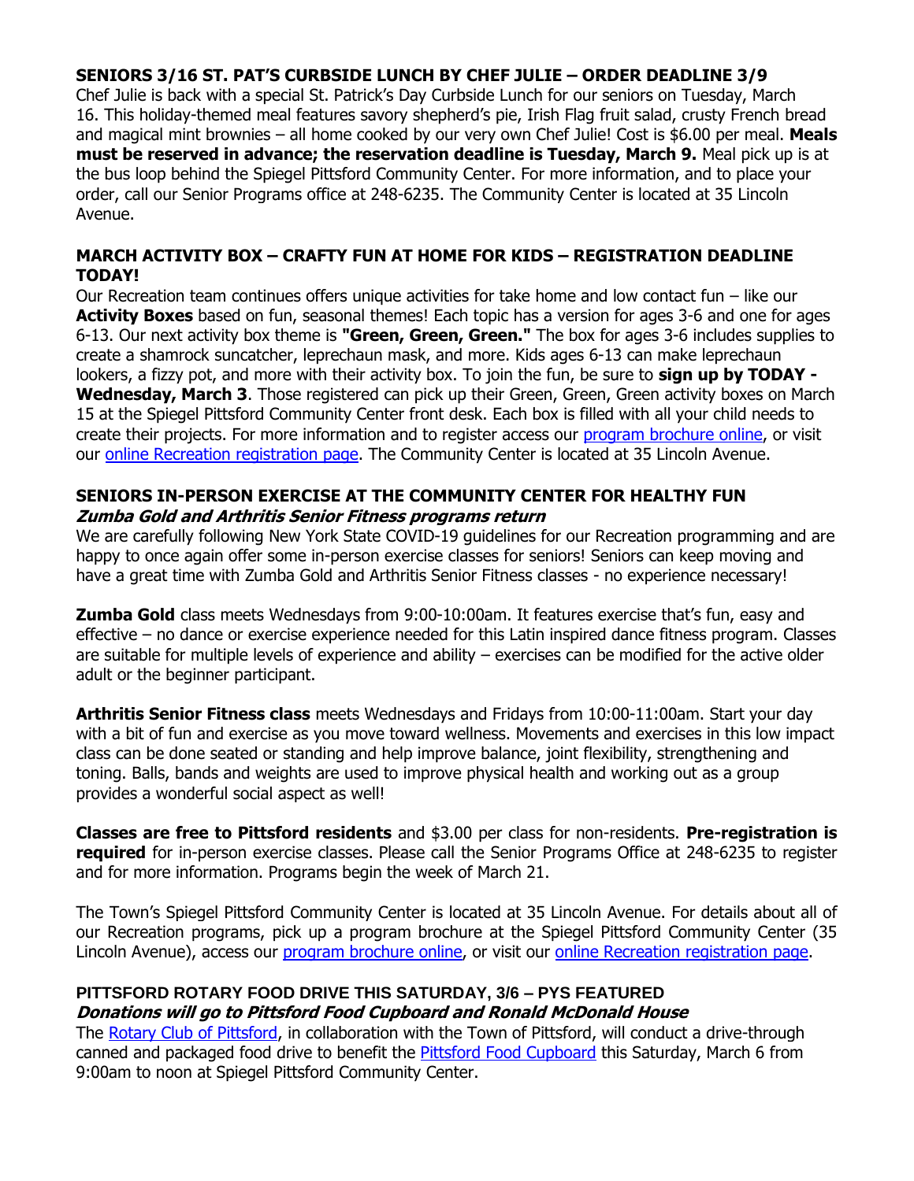**SENIORS 3/16 ST. PAT'S CURBSIDE LUNCH BY CHEF JULIE – ORDER DEADLINE 3/9**

Chef Julie is back with a special St. Patrick's Day Curbside Lunch for our seniors on Tuesday, March 16. This holiday-themed meal features savory shepherd's pie, Irish Flag fruit salad, crusty French bread and magical mint brownies – all home cooked by our very own Chef Julie! Cost is $6.00 per meal. **Meals must be reserved in advance; the reservation deadline is Tuesday, March 9.** Meal pick up is at the bus loop behind the Spiegel Pittsford Community Center. For more information, and to place your order, call our Senior Programs office at 248-6235. The Community Center is located at 35 Lincoln Avenue.

**MARCH ACTIVITY BOX – CRAFTY FUN AT HOME FOR KIDS – REGISTRATION DEADLINE TODAY!**

Our Recreation team continues offers unique activities for take home and low contact fun – like our **Activity Boxes** based on fun, seasonal themes! Each topic has a version for ages 3-6 and one for ages 6-13. Our next activity box theme is **"Green, Green, Green."** The box for ages 3-6 includes supplies to create a shamrock suncatcher, leprechaun mask, and more. Kids ages 6-13 can make leprechaun lookers, a fizzy pot, and more with their activity box. To join the fun, be sure to **sign up by TODAY - Wednesday, March 3**. Those registered can pick up their Green, Green, Green activity boxes on March 15 at the Spiegel Pittsford Community Center front desk. Each box is filled with all your child needs to create their projects. For more information and to register access our program brochure online, or visit our online Recreation registration page. The Community Center is located at 35 Lincoln Avenue.

**SENIORS IN-PERSON EXERCISE AT THE COMMUNITY CENTER FOR HEALTHY FUN**
***Zumba Gold and Arthritis Senior Fitness programs return***

We are carefully following New York State COVID-19 guidelines for our Recreation programming and are happy to once again offer some in-person exercise classes for seniors! Seniors can keep moving and have a great time with Zumba Gold and Arthritis Senior Fitness classes - no experience necessary!

**Zumba Gold** class meets Wednesdays from 9:00-10:00am. It features exercise that's fun, easy and effective – no dance or exercise experience needed for this Latin inspired dance fitness program. Classes are suitable for multiple levels of experience and ability – exercises can be modified for the active older adult or the beginner participant.

**Arthritis Senior Fitness class** meets Wednesdays and Fridays from 10:00-11:00am. Start your day with a bit of fun and exercise as you move toward wellness. Movements and exercises in this low impact class can be done seated or standing and help improve balance, joint flexibility, strengthening and toning. Balls, bands and weights are used to improve physical health and working out as a group provides a wonderful social aspect as well!

**Classes are free to Pittsford residents** and $3.00 per class for non-residents. **Pre-registration is required** for in-person exercise classes. Please call the Senior Programs Office at 248-6235 to register and for more information. Programs begin the week of March 21.

The Town's Spiegel Pittsford Community Center is located at 35 Lincoln Avenue. For details about all of our Recreation programs, pick up a program brochure at the Spiegel Pittsford Community Center (35 Lincoln Avenue), access our program brochure online, or visit our online Recreation registration page.

**PITTSFORD ROTARY FOOD DRIVE THIS SATURDAY, 3/6 – PYS FEATURED**
***Donations will go to Pittsford Food Cupboard and Ronald McDonald House***

The Rotary Club of Pittsford, in collaboration with the Town of Pittsford, will conduct a drive-through canned and packaged food drive to benefit the Pittsford Food Cupboard this Saturday, March 6 from 9:00am to noon at Spiegel Pittsford Community Center.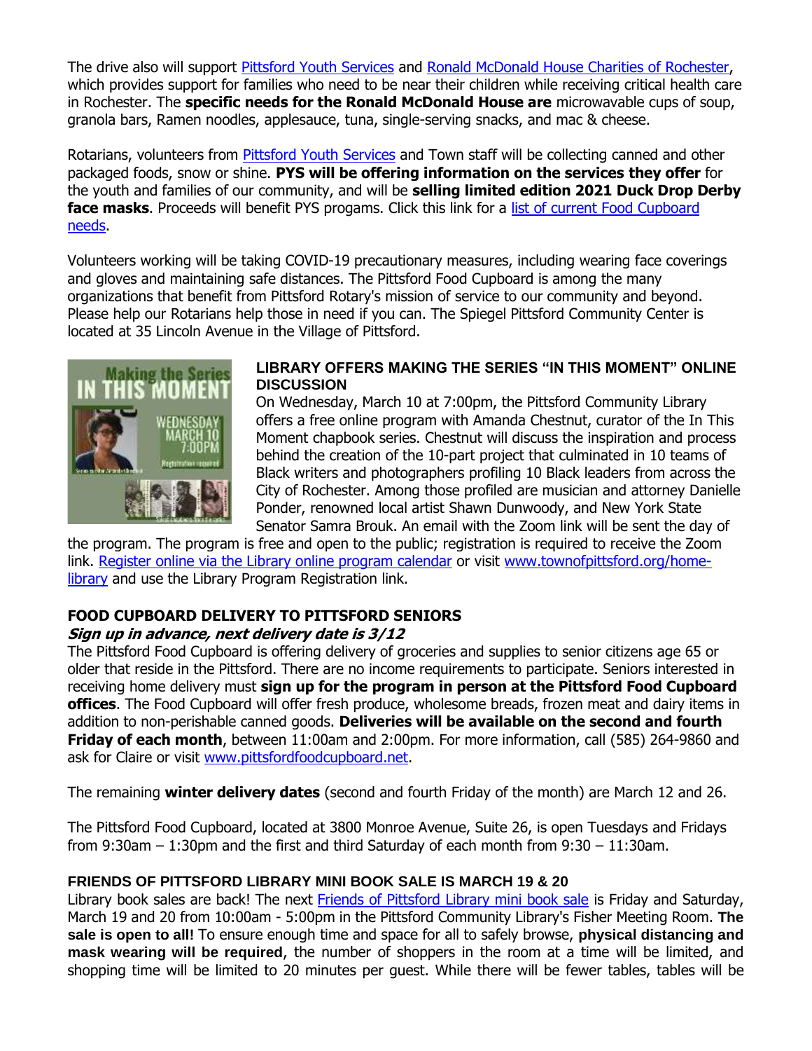The drive also will support [Pittsford Youth Services]() and [Ronald McDonald House Charities of Rochester](), which provides support for families who need to be near their children while receiving critical health care in Rochester. The **specific needs for the Ronald McDonald House are** microwavable cups of soup, granola bars, Ramen noodles, applesauce, tuna, single-serving snacks, and mac & cheese.

Rotarians, volunteers from [Pittsford Youth Services]() and Town staff will be collecting canned and other packaged foods, snow or shine. **PYS will be offering information on the services they offer** for the youth and families of our community, and will be **selling limited edition 2021 Duck Drop Derby face masks**. Proceeds will benefit PYS progams. Click this link for a [list of current Food Cupboard needs]().

Volunteers working will be taking COVID-19 precautionary measures, including wearing face coverings and gloves and maintaining safe distances. The Pittsford Food Cupboard is among the many organizations that benefit from Pittsford Rotary's mission of service to our community and beyond. Please help our Rotarians help those in need if you can. The Spiegel Pittsford Community Center is located at 35 Lincoln Avenue in the Village of Pittsford.

### LIBRARY OFFERS MAKING THE SERIES "IN THIS MOMENT" ONLINE DISCUSSION

On Wednesday, March 10 at 7:00pm, the Pittsford Community Library offers a free online program with Amanda Chestnut, curator of the In This Moment chapbook series. Chestnut will discuss the inspiration and process behind the creation of the 10-part project that culminated in 10 teams of Black writers and photographers profiling 10 Black leaders from across the City of Rochester. Among those profiled are musician and attorney Danielle Ponder, renowned local artist Shawn Dunwoody, and New York State Senator Samra Brouk. An email with the Zoom link will be sent the day of the program. The program is free and open to the public; registration is required to receive the Zoom link. [Register online via the Library online program calendar]() or visit [www.townofpittsford.org/home-library]() and use the Library Program Registration link.

### FOOD CUPBOARD DELIVERY TO PITTSFORD SENIORS

***Sign up in advance, next delivery date is 3/12***

The Pittsford Food Cupboard is offering delivery of groceries and supplies to senior citizens age 65 or older that reside in the Pittsford. There are no income requirements to participate. Seniors interested in receiving home delivery must **sign up for the program in person at the Pittsford Food Cupboard offices**. The Food Cupboard will offer fresh produce, wholesome breads, frozen meat and dairy items in addition to non-perishable canned goods. **Deliveries will be available on the second and fourth Friday of each month**, between 11:00am and 2:00pm. For more information, call (585) 264-9860 and ask for Claire or visit [www.pittsfordfoodcupboard.net]().

The remaining **winter delivery dates** (second and fourth Friday of the month) are March 12 and 26.

The Pittsford Food Cupboard, located at 3800 Monroe Avenue, Suite 26, is open Tuesdays and Fridays from 9:30am – 1:30pm and the first and third Saturday of each month from 9:30 – 11:30am.

### FRIENDS OF PITTSFORD LIBRARY MINI BOOK SALE IS MARCH 19 & 20

Library book sales are back! The next [Friends of Pittsford Library mini book sale]() is Friday and Saturday, March 19 and 20 from 10:00am - 5:00pm in the Pittsford Community Library's Fisher Meeting Room. **The sale is open to all!** To ensure enough time and space for all to safely browse, **physical distancing and mask wearing will be required**, the number of shoppers in the room at a time will be limited, and shopping time will be limited to 20 minutes per guest. While there will be fewer tables, tables will be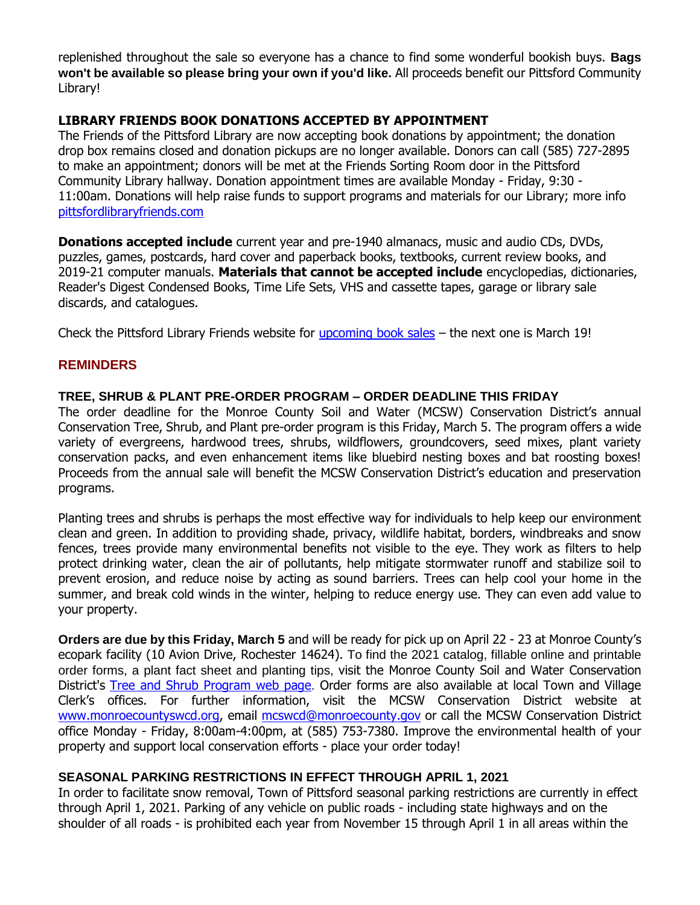replenished throughout the sale so everyone has a chance to find some wonderful bookish buys. **Bags won't be available so please bring your own if you'd like.** All proceeds benefit our Pittsford Community Library!

**LIBRARY FRIENDS BOOK DONATIONS ACCEPTED BY APPOINTMENT**

The Friends of the Pittsford Library are now accepting book donations by appointment; the donation drop box remains closed and donation pickups are no longer available. Donors can call (585) 727-2895 to make an appointment; donors will be met at the Friends Sorting Room door in the Pittsford Community Library hallway. Donation appointment times are available Monday - Friday, 9:30 - 11:00am. Donations will help raise funds to support programs and materials for our Library; more info pittsfordlibraryfriends.com

**Donations accepted include** current year and pre-1940 almanacs, music and audio CDs, DVDs, puzzles, games, postcards, hard cover and paperback books, textbooks, current review books, and 2019-21 computer manuals. **Materials that cannot be accepted include** encyclopedias, dictionaries, Reader's Digest Condensed Books, Time Life Sets, VHS and cassette tapes, garage or library sale discards, and catalogues.

Check the Pittsford Library Friends website for upcoming book sales – the next one is March 19!

## REMINDERS

**TREE, SHRUB & PLANT PRE-ORDER PROGRAM – ORDER DEADLINE THIS FRIDAY**

The order deadline for the Monroe County Soil and Water (MCSW) Conservation District's annual Conservation Tree, Shrub, and Plant pre-order program is this Friday, March 5. The program offers a wide variety of evergreens, hardwood trees, shrubs, wildflowers, groundcovers, seed mixes, plant variety conservation packs, and even enhancement items like bluebird nesting boxes and bat roosting boxes! Proceeds from the annual sale will benefit the MCSW Conservation District's education and preservation programs.

Planting trees and shrubs is perhaps the most effective way for individuals to help keep our environment clean and green. In addition to providing shade, privacy, wildlife habitat, borders, windbreaks and snow fences, trees provide many environmental benefits not visible to the eye. They work as filters to help protect drinking water, clean the air of pollutants, help mitigate stormwater runoff and stabilize soil to prevent erosion, and reduce noise by acting as sound barriers. Trees can help cool your home in the summer, and break cold winds in the winter, helping to reduce energy use. They can even add value to your property.

**Orders are due by this Friday, March 5** and will be ready for pick up on April 22 - 23 at Monroe County's ecopark facility (10 Avion Drive, Rochester 14624). To find the 2021 catalog, fillable online and printable order forms, a plant fact sheet and planting tips, visit the Monroe County Soil and Water Conservation District's Tree and Shrub Program web page. Order forms are also available at local Town and Village Clerk's offices. For further information, visit the MCSW Conservation District website at www.monroecountyswcd.org, email mcswcd@monroecounty.gov or call the MCSW Conservation District office Monday - Friday, 8:00am-4:00pm, at (585) 753-7380. Improve the environmental health of your property and support local conservation efforts - place your order today!

**SEASONAL PARKING RESTRICTIONS IN EFFECT THROUGH APRIL 1, 2021**

In order to facilitate snow removal, Town of Pittsford seasonal parking restrictions are currently in effect through April 1, 2021. Parking of any vehicle on public roads - including state highways and on the shoulder of all roads - is prohibited each year from November 15 through April 1 in all areas within the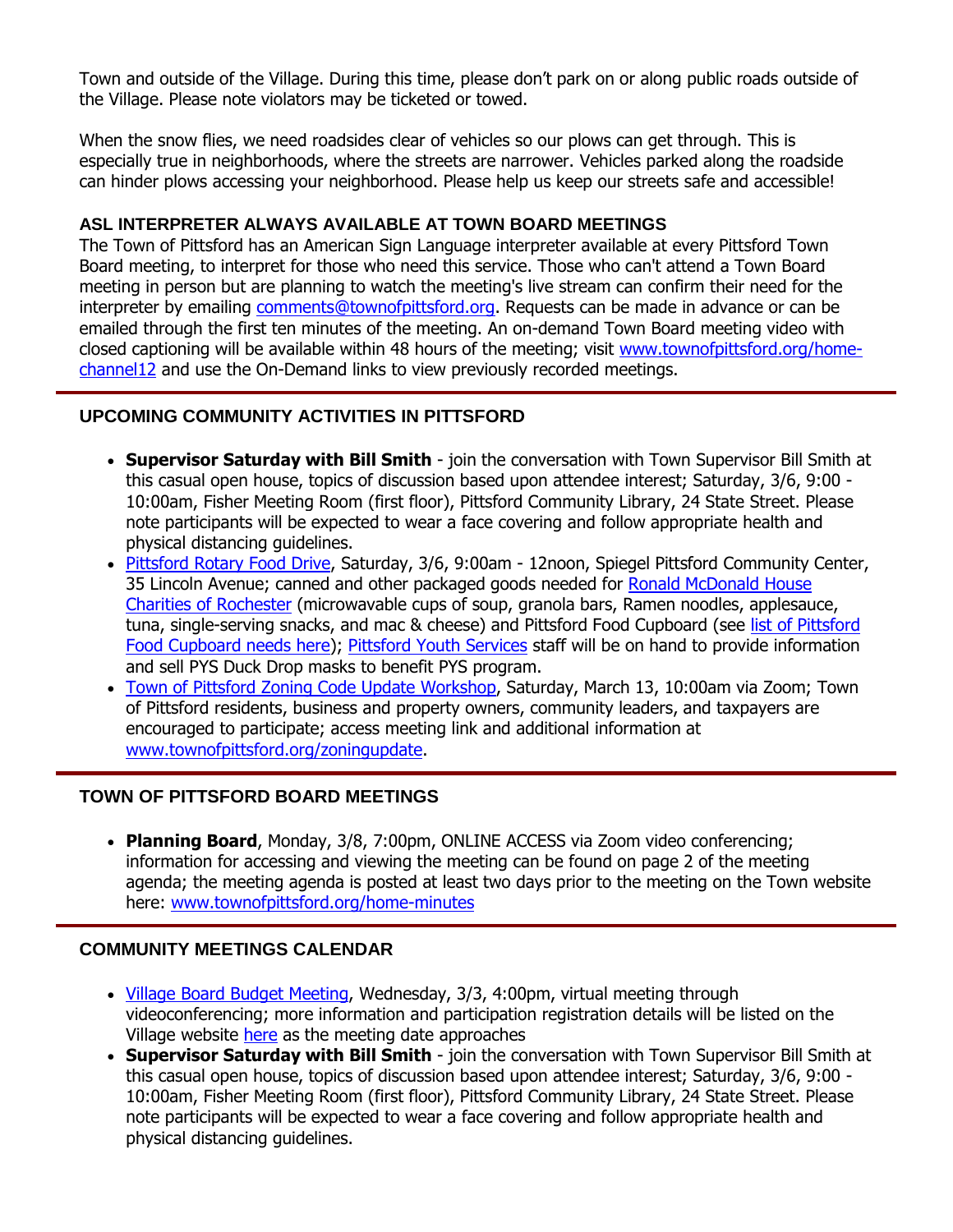Town and outside of the Village. During this time, please don't park on or along public roads outside of the Village. Please note violators may be ticketed or towed.

When the snow flies, we need roadsides clear of vehicles so our plows can get through. This is especially true in neighborhoods, where the streets are narrower. Vehicles parked along the roadside can hinder plows accessing your neighborhood. Please help us keep our streets safe and accessible!

### ASL INTERPRETER ALWAYS AVAILABLE AT TOWN BOARD MEETINGS

The Town of Pittsford has an American Sign Language interpreter available at every Pittsford Town Board meeting, to interpret for those who need this service. Those who can't attend a Town Board meeting in person but are planning to watch the meeting's live stream can confirm their need for the interpreter by emailing comments@townofpittsford.org. Requests can be made in advance or can be emailed through the first ten minutes of the meeting. An on-demand Town Board meeting video with closed captioning will be available within 48 hours of the meeting; visit www.townofpittsford.org/home-channel12 and use the On-Demand links to view previously recorded meetings.

---

### UPCOMING COMMUNITY ACTIVITIES IN PITTSFORD

- **Supervisor Saturday with Bill Smith** - join the conversation with Town Supervisor Bill Smith at this casual open house, topics of discussion based upon attendee interest; Saturday, 3/6, 9:00 - 10:00am, Fisher Meeting Room (first floor), Pittsford Community Library, 24 State Street. Please note participants will be expected to wear a face covering and follow appropriate health and physical distancing guidelines.
- Pittsford Rotary Food Drive, Saturday, 3/6, 9:00am - 12noon, Spiegel Pittsford Community Center, 35 Lincoln Avenue; canned and other packaged goods needed for Ronald McDonald House Charities of Rochester (microwavable cups of soup, granola bars, Ramen noodles, applesauce, tuna, single-serving snacks, and mac & cheese) and Pittsford Food Cupboard (see list of Pittsford Food Cupboard needs here); Pittsford Youth Services staff will be on hand to provide information and sell PYS Duck Drop masks to benefit PYS program.
- Town of Pittsford Zoning Code Update Workshop, Saturday, March 13, 10:00am via Zoom; Town of Pittsford residents, business and property owners, community leaders, and taxpayers are encouraged to participate; access meeting link and additional information at www.townofpittsford.org/zoningupdate.

---

### TOWN OF PITTSFORD BOARD MEETINGS

- **Planning Board**, Monday, 3/8, 7:00pm, ONLINE ACCESS via Zoom video conferencing; information for accessing and viewing the meeting can be found on page 2 of the meeting agenda; the meeting agenda is posted at least two days prior to the meeting on the Town website here: www.townofpittsford.org/home-minutes

---

### COMMUNITY MEETINGS CALENDAR

- Village Board Budget Meeting, Wednesday, 3/3, 4:00pm, virtual meeting through videoconferencing; more information and participation registration details will be listed on the Village website here as the meeting date approaches
- **Supervisor Saturday with Bill Smith** - join the conversation with Town Supervisor Bill Smith at this casual open house, topics of discussion based upon attendee interest; Saturday, 3/6, 9:00 - 10:00am, Fisher Meeting Room (first floor), Pittsford Community Library, 24 State Street. Please note participants will be expected to wear a face covering and follow appropriate health and physical distancing guidelines.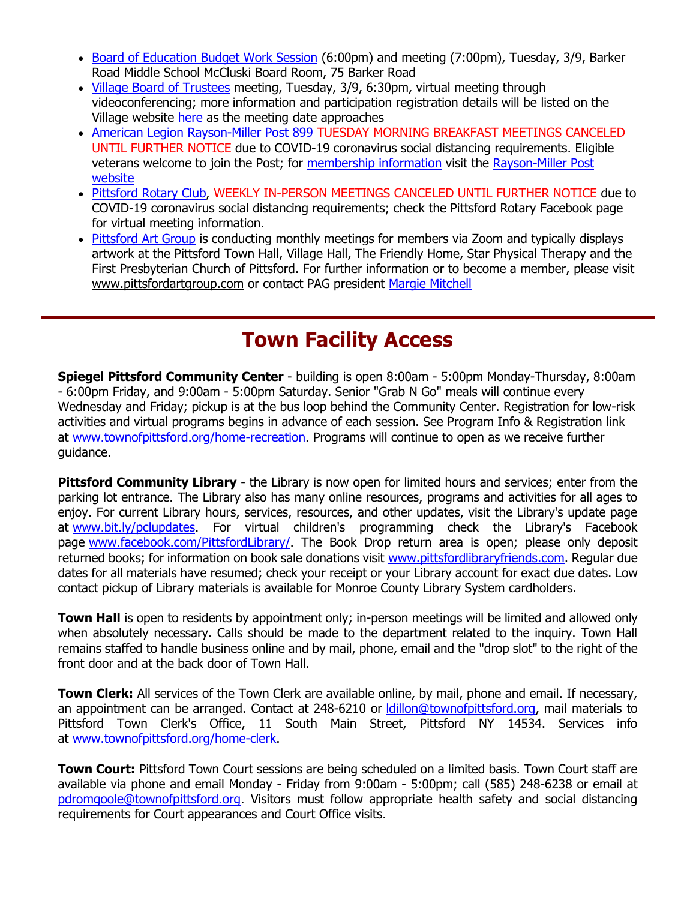- Board of Education Budget Work Session (6:00pm) and meeting (7:00pm), Tuesday, 3/9, Barker Road Middle School McCluski Board Room, 75 Barker Road
- Village Board of Trustees meeting, Tuesday, 3/9, 6:30pm, virtual meeting through videoconferencing; more information and participation registration details will be listed on the Village website here as the meeting date approaches
- American Legion Rayson-Miller Post 899 TUESDAY MORNING BREAKFAST MEETINGS CANCELED UNTIL FURTHER NOTICE due to COVID-19 coronavirus social distancing requirements. Eligible veterans welcome to join the Post; for membership information visit the Rayson-Miller Post website
- Pittsford Rotary Club, WEEKLY IN-PERSON MEETINGS CANCELED UNTIL FURTHER NOTICE due to COVID-19 coronavirus social distancing requirements; check the Pittsford Rotary Facebook page for virtual meeting information.
- Pittsford Art Group is conducting monthly meetings for members via Zoom and typically displays artwork at the Pittsford Town Hall, Village Hall, The Friendly Home, Star Physical Therapy and the First Presbyterian Church of Pittsford. For further information or to become a member, please visit www.pittsfordartgroup.com or contact PAG president Margie Mitchell

---

# Town Facility Access

**Spiegel Pittsford Community Center** - building is open 8:00am - 5:00pm Monday-Thursday, 8:00am - 6:00pm Friday, and 9:00am - 5:00pm Saturday. Senior "Grab N Go" meals will continue every Wednesday and Friday; pickup is at the bus loop behind the Community Center. Registration for low-risk activities and virtual programs begins in advance of each session. See Program Info & Registration link at www.townofpittsford.org/home-recreation. Programs will continue to open as we receive further guidance.

**Pittsford Community Library** - the Library is now open for limited hours and services; enter from the parking lot entrance. The Library also has many online resources, programs and activities for all ages to enjoy. For current Library hours, services, resources, and other updates, visit the Library's update page at www.bit.ly/pclupdates. For virtual children's programming check the Library's Facebook page www.facebook.com/PittsfordLibrary/. The Book Drop return area is open; please only deposit returned books; for information on book sale donations visit www.pittsfordlibraryfriends.com. Regular due dates for all materials have resumed; check your receipt or your Library account for exact due dates. Low contact pickup of Library materials is available for Monroe County Library System cardholders.

**Town Hall** is open to residents by appointment only; in-person meetings will be limited and allowed only when absolutely necessary. Calls should be made to the department related to the inquiry. Town Hall remains staffed to handle business online and by mail, phone, email and the "drop slot" to the right of the front door and at the back door of Town Hall.

**Town Clerk:** All services of the Town Clerk are available online, by mail, phone and email. If necessary, an appointment can be arranged. Contact at 248-6210 or ldillon@townofpittsford.org, mail materials to Pittsford Town Clerk's Office, 11 South Main Street, Pittsford NY 14534. Services info at www.townofpittsford.org/home-clerk.

**Town Court:** Pittsford Town Court sessions are being scheduled on a limited basis. Town Court staff are available via phone and email Monday - Friday from 9:00am - 5:00pm; call (585) 248-6238 or email at pdromgoole@townofpittsford.org. Visitors must follow appropriate health safety and social distancing requirements for Court appearances and Court Office visits.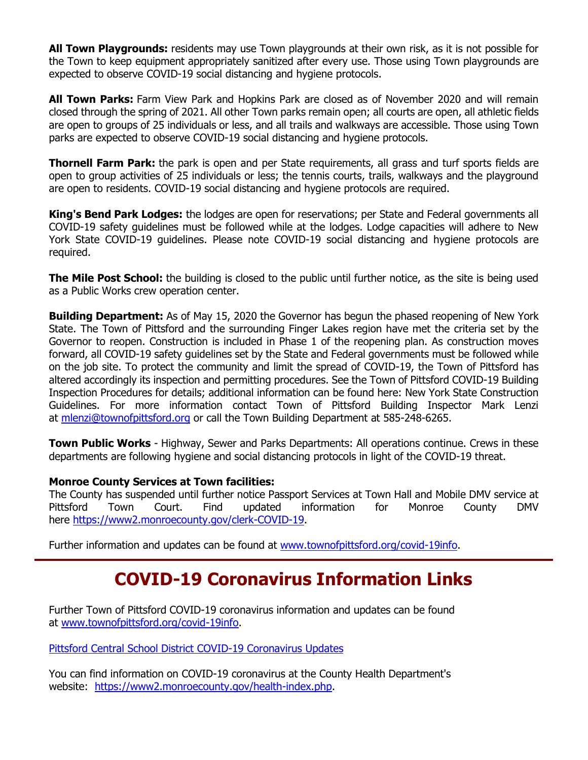**All Town Playgrounds:** residents may use Town playgrounds at their own risk, as it is not possible for the Town to keep equipment appropriately sanitized after every use. Those using Town playgrounds are expected to observe COVID-19 social distancing and hygiene protocols.

**All Town Parks:** Farm View Park and Hopkins Park are closed as of November 2020 and will remain closed through the spring of 2021. All other Town parks remain open; all courts are open, all athletic fields are open to groups of 25 individuals or less, and all trails and walkways are accessible. Those using Town parks are expected to observe COVID-19 social distancing and hygiene protocols.

**Thornell Farm Park:** the park is open and per State requirements, all grass and turf sports fields are open to group activities of 25 individuals or less; the tennis courts, trails, walkways and the playground are open to residents. COVID-19 social distancing and hygiene protocols are required.

**King's Bend Park Lodges:** the lodges are open for reservations; per State and Federal governments all COVID-19 safety guidelines must be followed while at the lodges. Lodge capacities will adhere to New York State COVID-19 guidelines. Please note COVID-19 social distancing and hygiene protocols are required.

**The Mile Post School:** the building is closed to the public until further notice, as the site is being used as a Public Works crew operation center.

**Building Department:** As of May 15, 2020 the Governor has begun the phased reopening of New York State. The Town of Pittsford and the surrounding Finger Lakes region have met the criteria set by the Governor to reopen. Construction is included in Phase 1 of the reopening plan. As construction moves forward, all COVID-19 safety guidelines set by the State and Federal governments must be followed while on the job site. To protect the community and limit the spread of COVID-19, the Town of Pittsford has altered accordingly its inspection and permitting procedures. See the Town of Pittsford COVID-19 Building Inspection Procedures for details; additional information can be found here: New York State Construction Guidelines. For more information contact Town of Pittsford Building Inspector Mark Lenzi at mlenzi@townofpittsford.org or call the Town Building Department at 585-248-6265.

**Town Public Works** - Highway, Sewer and Parks Departments: All operations continue. Crews in these departments are following hygiene and social distancing protocols in light of the COVID-19 threat.

**Monroe County Services at Town facilities:**
The County has suspended until further notice Passport Services at Town Hall and Mobile DMV service at Pittsford Town Court. Find updated information for Monroe County DMV here https://www2.monroecounty.gov/clerk-COVID-19.

Further information and updates can be found at www.townofpittsford.org/covid-19info.

# COVID-19 Coronavirus Information Links

Further Town of Pittsford COVID-19 coronavirus information and updates can be found at www.townofpittsford.org/covid-19info.

Pittsford Central School District COVID-19 Coronavirus Updates

You can find information on COVID-19 coronavirus at the County Health Department's website: https://www2.monroecounty.gov/health-index.php.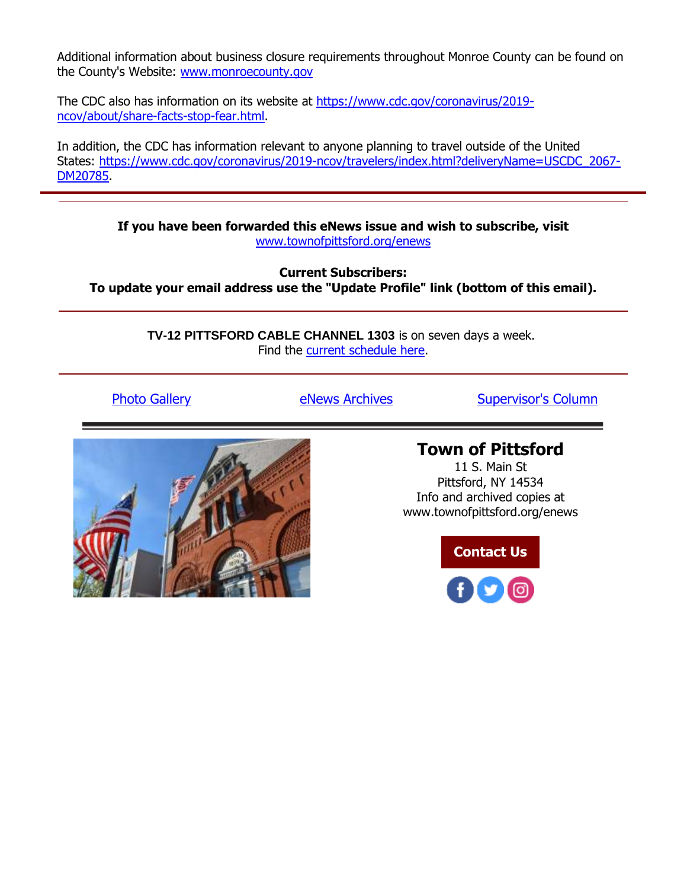Additional information about business closure requirements throughout Monroe County can be found on the County's Website: [www.monroecounty.gov](www.monroecounty.gov)

The CDC also has information on its website at [https://www.cdc.gov/coronavirus/2019-ncov/about/share-facts-stop-fear.html](https://www.cdc.gov/coronavirus/2019-ncov/about/share-facts-stop-fear.html).

In addition, the CDC has information relevant to anyone planning to travel outside of the United States: [https://www.cdc.gov/coronavirus/2019-ncov/travelers/index.html?deliveryName=USCDC_2067-DM20785](https://www.cdc.gov/coronavirus/2019-ncov/travelers/index.html?deliveryName=USCDC_2067-DM20785).

---

**If you have been forwarded this eNews issue and wish to subscribe, visit**
[www.townofpittsford.org/enews](www.townofpittsford.org/enews)

**Current Subscribers:**
**To update your email address use the "Update Profile" link (bottom of this email).**

---

**TV-12 PITTSFORD CABLE CHANNEL 1303** is on seven days a week.
Find the current schedule here.

---

Photo Gallery | eNews Archives | Supervisor's Column

---

## Town of Pittsford

11 S. Main St
Pittsford, NY 14534
Info and archived copies at
www.townofpittsford.org/enews

**Contact Us**